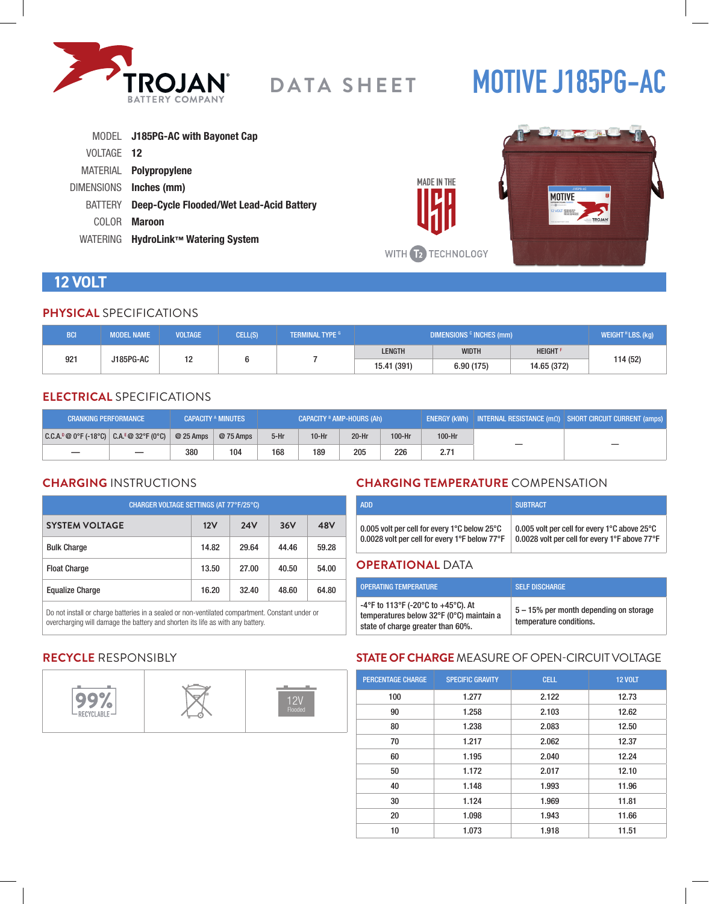# TROJAN BATTERY COMPANY — DATA SHEET

# MOTIVE J185PG-AC

| | |
|---|---|
| MODEL | **J185PG-AC with Bayonet Cap** |
| VOLTAGE | **12** |
| MATERIAL | **Polypropylene** |
| DIMENSIONS | **Inches (mm)** |
| BATTERY | **Deep-Cycle Flooded/Wet Lead-Acid Battery** |
| COLOR | **Maroon** |
| WATERING | **HydroLink™ Watering System** |

MADE IN THE USA

WITH T2 TECHNOLOGY

## 12 VOLT

### PHYSICAL SPECIFICATIONS

| BCI | MODEL NAME | VOLTAGE | CELL(S) | TERMINAL TYPE [G] | DIMENSIONS [C] INCHES (mm) | | | WEIGHT [H] LBS. (kg) |
|---|---|---|---|---|---|---|---|---|
| | | | | | LENGTH | WIDTH | HEIGHT [F] | |
| 921 | J185PG-AC | 12 | 6 | 7 | 15.41 (391) | 6.90 (175) | 14.65 (372) | 114 (52) |

### ELECTRICAL SPECIFICATIONS

| CRANKING PERFORMANCE | | CAPACITY [A] MINUTES | | CAPACITY [B] AMP-HOURS (Ah) | | | | ENERGY (kWh) | INTERNAL RESISTANCE (mΩ) | SHORT CIRCUIT CURRENT (amps) |
|---|---|---|---|---|---|---|---|---|---|---|
| C.C.A.[D] @ 0°F (-18°C) | C.A.[E] @ 32°F (0°C) | @ 25 Amps | @ 75 Amps | 5-Hr | 10-Hr | 20-Hr | 100-Hr | 100-Hr | | |
| — | — | 380 | 104 | 168 | 189 | 205 | 226 | 2.71 | — | — |

### CHARGING INSTRUCTIONS

| CHARGER VOLTAGE SETTINGS (AT 77°F/25°C) | | | | |
|---|---|---|---|---|
| **SYSTEM VOLTAGE** | **12V** | **24V** | **36V** | **48V** |
| Bulk Charge | 14.82 | 29.64 | 44.46 | 59.28 |
| Float Charge | 13.50 | 27.00 | 40.50 | 54.00 |
| Equalize Charge | 16.20 | 32.40 | 48.60 | 64.80 |

Do not install or charge batteries in a sealed or non-ventilated compartment. Constant under or overcharging will damage the battery and shorten its life as with any battery.

### CHARGING TEMPERATURE COMPENSATION

| ADD | SUBTRACT |
|---|---|
| 0.005 volt per cell for every 1°C below 25°C<br>0.0028 volt per cell for every 1°F below 77°F | 0.005 volt per cell for every 1°C above 25°C<br>0.0028 volt per cell for every 1°F above 77°F |

### OPERATIONAL DATA

| OPERATING TEMPERATURE | SELF DISCHARGE |
|---|---|
| -4°F to 113°F (-20°C to +45°C). At temperatures below 32°F (0°C) maintain a state of charge greater than 60%. | 5 – 15% per month depending on storage temperature conditions. |

### RECYCLE RESPONSIBLY

99% RECYCLABLE | 12V Flooded

### STATE OF CHARGE MEASURE OF OPEN-CIRCUIT VOLTAGE

| PERCENTAGE CHARGE | SPECIFIC GRAVITY | CELL | 12 VOLT |
|---|---|---|---|
| 100 | 1.277 | 2.122 | 12.73 |
| 90 | 1.258 | 2.103 | 12.62 |
| 80 | 1.238 | 2.083 | 12.50 |
| 70 | 1.217 | 2.062 | 12.37 |
| 60 | 1.195 | 2.040 | 12.24 |
| 50 | 1.172 | 2.017 | 12.10 |
| 40 | 1.148 | 1.993 | 11.96 |
| 30 | 1.124 | 1.969 | 11.81 |
| 20 | 1.098 | 1.943 | 11.66 |
| 10 | 1.073 | 1.918 | 11.51 |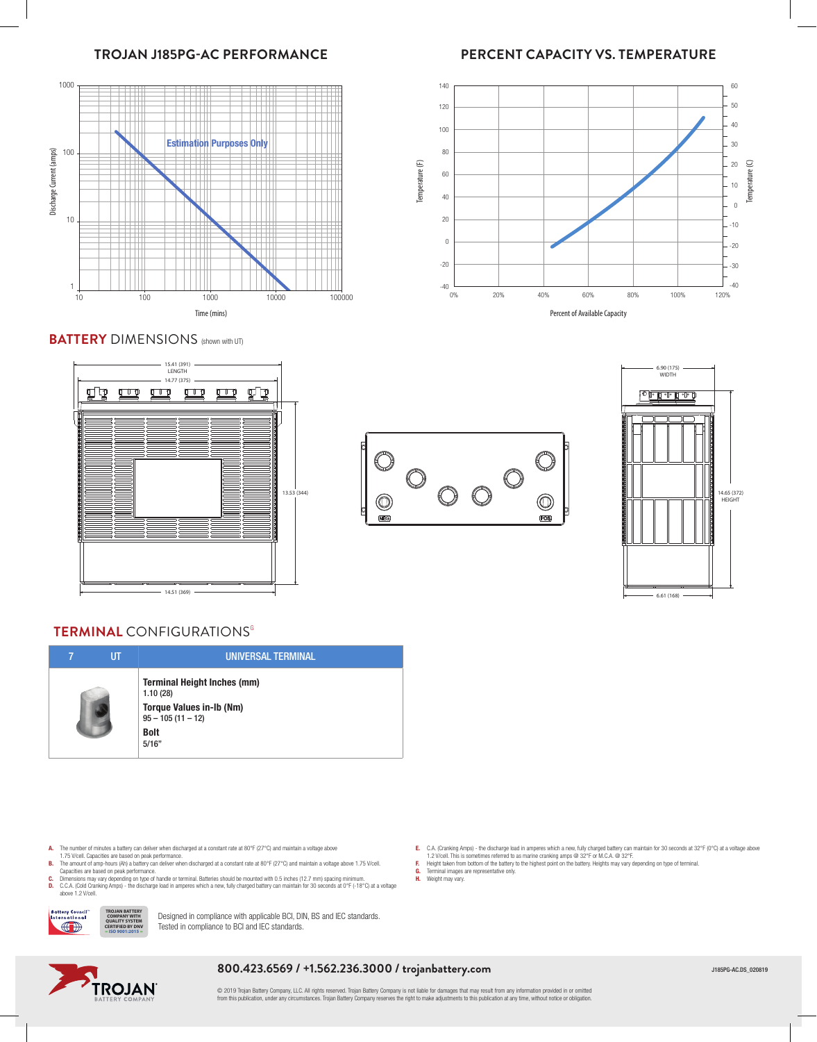## TROJAN J185PG-AC PERFORMANCE

Discharge Current (amps)

1000
100
10
1

10
100
1000
10000
100000

Time (mins)

Estimation Purposes Only

## PERCENT CAPACITY VS. TEMPERATURE

Temperature (F)

140
120
100
80
60
40
20
0
-20
-40

Temperature (C)

60
50
40
30
20
10
0
-10
-20
-30
-40

0%
20%
40%
60%
80%
100%
120%

Percent of Available Capacity

## BATTERY DIMENSIONS (shown with UT)

15.41 (391)
LENGTH
14.77 (375)
13.53 (344)
14.51 (369)

NEG
POS

6.90 (175)
WIDTH
14.65 (372)
HEIGHT
6.61 (168)

## TERMINAL CONFIGURATIONS[G]

| 7 | UT | UNIVERSAL TERMINAL |
|---|---|---|
| | | **Terminal Height Inches (mm)**<br>1.10 (28)<br>**Torque Values in-lb (Nm)**<br>95 – 105 (11 – 12)<br>**Bolt**<br>5/16" |

**A.** The number of minutes a battery can deliver when discharged at a constant rate at 80°F (27°C) and maintain a voltage above 1.75 V/cell. Capacities are based on peak performance.
**B.** The amount of amp-hours (Ah) a battery can deliver when discharged at a constant rate at 80°F (27°C) and maintain a voltage above 1.75 V/cell. Capacities are based on peak performance.
**C.** Dimensions may vary depending on type of handle or terminal. Batteries should be mounted with 0.5 inches (12.7 mm) spacing minimum.
**D.** C.C.A. (Cold Cranking Amps) - the discharge load in amperes which a new, fully charged battery can maintain for 30 seconds at 0°F (-18°C) at a voltage above 1.2 V/cell.
**E.** C.A. (Cranking Amps) - the discharge load in amperes which a new, fully charged battery can maintain for 30 seconds at 32°F (0°C) at a voltage above 1.2 V/cell. This is sometimes referred to as marine cranking amps @ 32°F or M.C.A. @ 32°F.
**F.** Height taken from bottom of the battery to the highest point on the battery. Heights may vary depending on type of terminal.
**G.** Terminal images are representative only.
**H.** Weight may vary.

Battery Council International

TROJAN BATTERY COMPANY WITH QUALITY SYSTEM CERTIFIED BY DNV = ISO 9001:2015 =

Designed in compliance with applicable BCI, DIN, BS and IEC standards.
Tested in compliance to BCI and IEC standards.

TROJAN BATTERY COMPANY

**800.423.6569 / +1.562.236.3000 / trojanbattery.com**

J185PG-AC.DS_020819

© 2019 Trojan Battery Company, LLC. All rights reserved. Trojan Battery Company is not liable for damages that may result from any information provided in or omitted from this publication, under any circumstances. Trojan Battery Company reserves the right to make adjustments to this publication at any time, without notice or obligation.